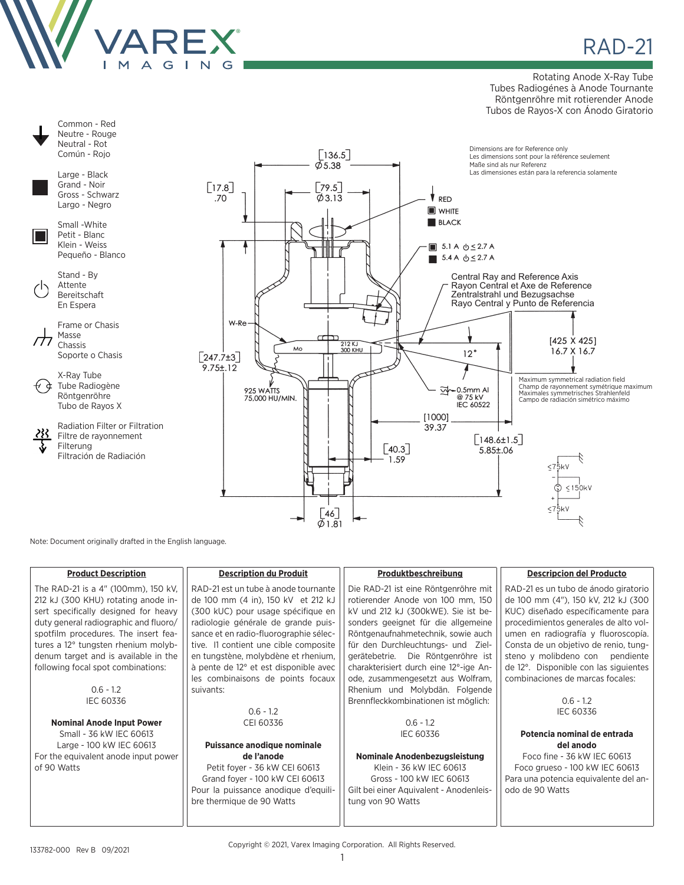# RAD-21

Rotating Anode X-Ray Tube
Tubes Radiogénes à Anode Tournante
Röntgenröhre mit rotierender Anode
Tubos de Rayos-X con Ánodo Giratorio

Common - Red
Neutre - Rouge
Neutral - Rot
Común - Rojo

Large - Black
Grand - Noir
Gross - Schwarz
Largo - Negro

Small -White
Petit - Blanc
Klein - Weiss
Pequeño - Blanco

Stand - By
Attente
Bereitschaft
En Espera

Frame or Chassis
Masse
Chassis
Soporte o Chasis

X-Ray Tube
Tube Radiogène
Röntgenröhre
Tubo de Rayos X

Radiation Filter or Filtration
Filtre de rayonnement
Filterung
Filtración de Radiación

Dimensions are for Reference only
Les dimensions sont pour la référence seulement
Maße sind als nur Referenz
Las dimensiones están para la referencia solamente

[136.5] Ø5.38
[17.8] .70
[79.5] Ø3.13
RED
WHITE
BLACK
5.1 A ⏻ ≤ 2.7 A
5.4 A ⏻ ≤ 2.7 A

Central Ray and Reference Axis
Rayon Central et Axe de Reference
Zentralstrahl und Bezugsachse
Rayo Central y Punto de Referencia

W-Re
Mo
212 KJ
300 KHU
12°
[425 X 425]
16.7 X 16.7
[247.7±3]
9.75±.12

Maximum symmetrical radiation field
Champ de rayonnement symétrique maximum
Maximales symmetrisches Strahlenfeld
Campo de radiación simétrico máximo

925 WATTS
75,000 HU/MIN.
0.5mm Al
@ 75 kV
IEC 60522
[1000]
39.37
[148.6±1.5]
5.85±.06
[40.3]
1.59
[46]
Ø1.81

≤75kV
≤150kV
≤75kV

Note: Document originally drafted in the English language.

**Product Description**

The RAD-21 is a 4" (100mm), 150 kV, 212 kJ (300 KHU) rotating anode insert specifically designed for heavy duty general radiographic and fluoro/spotfilm procedures. The insert features a 12° tungsten rhenium molybdenum target and is available in the following focal spot combinations:

0.6 - 1.2
IEC 60336

**Nominal Anode Input Power**
Small - 36 kW IEC 60613
Large - 100 kW IEC 60613
For the equivalent anode input power of 90 Watts

**Description du Produit**

RAD-21 est un tube à anode tournante de 100 mm (4 in), 150 kV et 212 kJ (300 kUC) pour usage spécifique en radiologie générale de grande puissance et en radio-fluorographie sélective. Il contient une cible composite en tungstène, molybdène et rhenium, à pente de 12° et est disponible avec les combinaisons de points focaux suivants:

0.6 - 1.2
CEI 60336

**Puissance anodique nominale de l'anode**
Petit foyer - 36 kW CEI 60613
Grand foyer - 100 kW CEI 60613
Pour la puissance anodique d'equilibre thermique de 90 Watts

**Produktbeschreibung**

Die RAD-21 ist eine Röntgenröhre mit rotierender Anode von 100 mm, 150 kV und 212 kJ (300kWE). Sie ist besonders geeignet für die allgemeine Röntgenaufnahmetechnik, sowie auch für den Durchleuchtungs- und Zielgerätebetrie. Die Röntgenröhre ist charakterisiert durch eine 12°-ige Anode, zusammengesetzt aus Wolfram, Rhenium und Molybdän. Folgende Brennfleckkombinationen ist möglich:

0.6 - 1.2
IEC 60336

**Nominale Anodenbezugsleistung**
Klein - 36 kW IEC 60613
Gross - 100 kW IEC 60613
Gilt bei einer Aquivalent - Anodenleistung von 90 Watts

**Descripcion del Producto**

RAD-21 es un tubo de ánodo giratorio de 100 mm (4"), 150 kV, 212 kJ (300 KUC) diseñado específicamente para procedimientos generales de alto volumen en radiografía y fluoroscopía. Consta de un objetivo de renio, tungsteno y molibdeno con pendiente de 12°. Disponible con las siguientes combinaciones de marcas focales:

0.6 - 1.2
IEC 60336

**Potencia nominal de entrada del anodo**
Foco fine - 36 kW IEC 60613
Foco grueso - 100 kW IEC 60613
Para una potencia equivalente del anodo de 90 Watts

133782-000 Rev B 09/2021

Copyright © 2021, Varex Imaging Corporation. All Rights Reserved.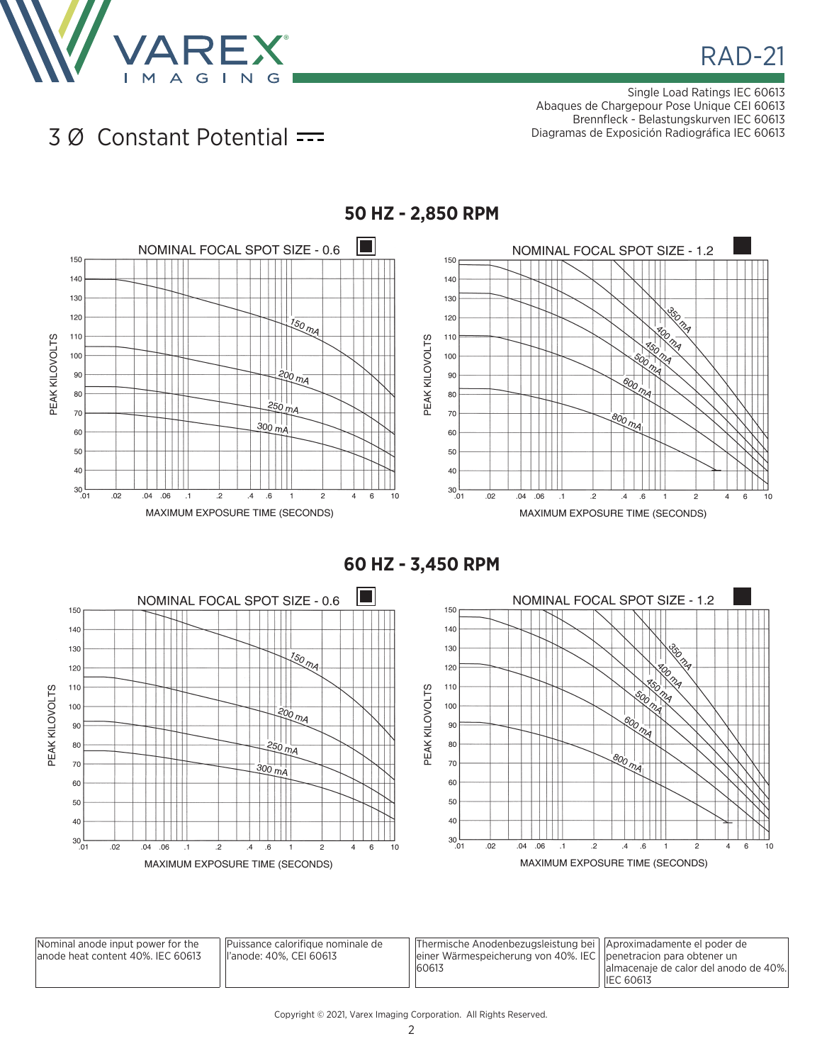# RAD-21

Single Load Ratings IEC 60613
Abaques de Chargepour Pose Unique CEI 60613
Brennfleck - Belastungskurven IEC 60613
Diagramas de Exposición Radiográfica IEC 60613

## 3 Ø Constant Potential

### 50 HZ - 2,850 RPM

NOMINAL FOCAL SPOT SIZE - 0.6

PEAK KILOVOLTS: 30, 40, 50, 60, 70, 80, 90, 100, 110, 120, 130, 140, 150

MAXIMUM EXPOSURE TIME (SECONDS): .01, .02, .04, .06, .1, .2, .4, .6, 1, 2, 4, 6, 10

Curves: 150 mA, 200 mA, 250 mA, 300 mA

NOMINAL FOCAL SPOT SIZE - 1.2

PEAK KILOVOLTS: 30, 40, 50, 60, 70, 80, 90, 100, 110, 120, 130, 140, 150

MAXIMUM EXPOSURE TIME (SECONDS): .01, .02, .04, .06, .1, .2, .4, .6, 1, 2, 4, 6, 10

Curves: 350 mA, 400 mA, 450 mA, 500 mA, 600 mA, 800 mA

### 60 HZ - 3,450 RPM

NOMINAL FOCAL SPOT SIZE - 0.6

PEAK KILOVOLTS: 30, 40, 50, 60, 70, 80, 90, 100, 110, 120, 130, 140, 150

MAXIMUM EXPOSURE TIME (SECONDS): .01, .02, .04, .06, .1, .2, .4, .6, 1, 2, 4, 6, 10

Curves: 150 mA, 200 mA, 250 mA, 300 mA

NOMINAL FOCAL SPOT SIZE - 1.2

PEAK KILOVOLTS: 30, 40, 50, 60, 70, 80, 90, 100, 110, 120, 130, 140, 150

MAXIMUM EXPOSURE TIME (SECONDS): .01, .02, .04, .06, .1, .2, .4, .6, 1, 2, 4, 6, 10

Curves: 350 mA, 400 mA, 450 mA, 500 mA, 600 mA, 800 mA

| Nominal anode input power for the anode heat content 40%. IEC 60613 | Puissance calorifique nominale de l'anode: 40%, CEI 60613 | Thermische Anodenbezugsleistung bei einer Wärmespeicherung von 40%. IEC 60613 | Aproximadamente el poder de penetracion para obtener un almacenaje de calor del anodo de 40%. IEC 60613 |
|---|---|---|---|

Copyright © 2021, Varex Imaging Corporation. All Rights Reserved.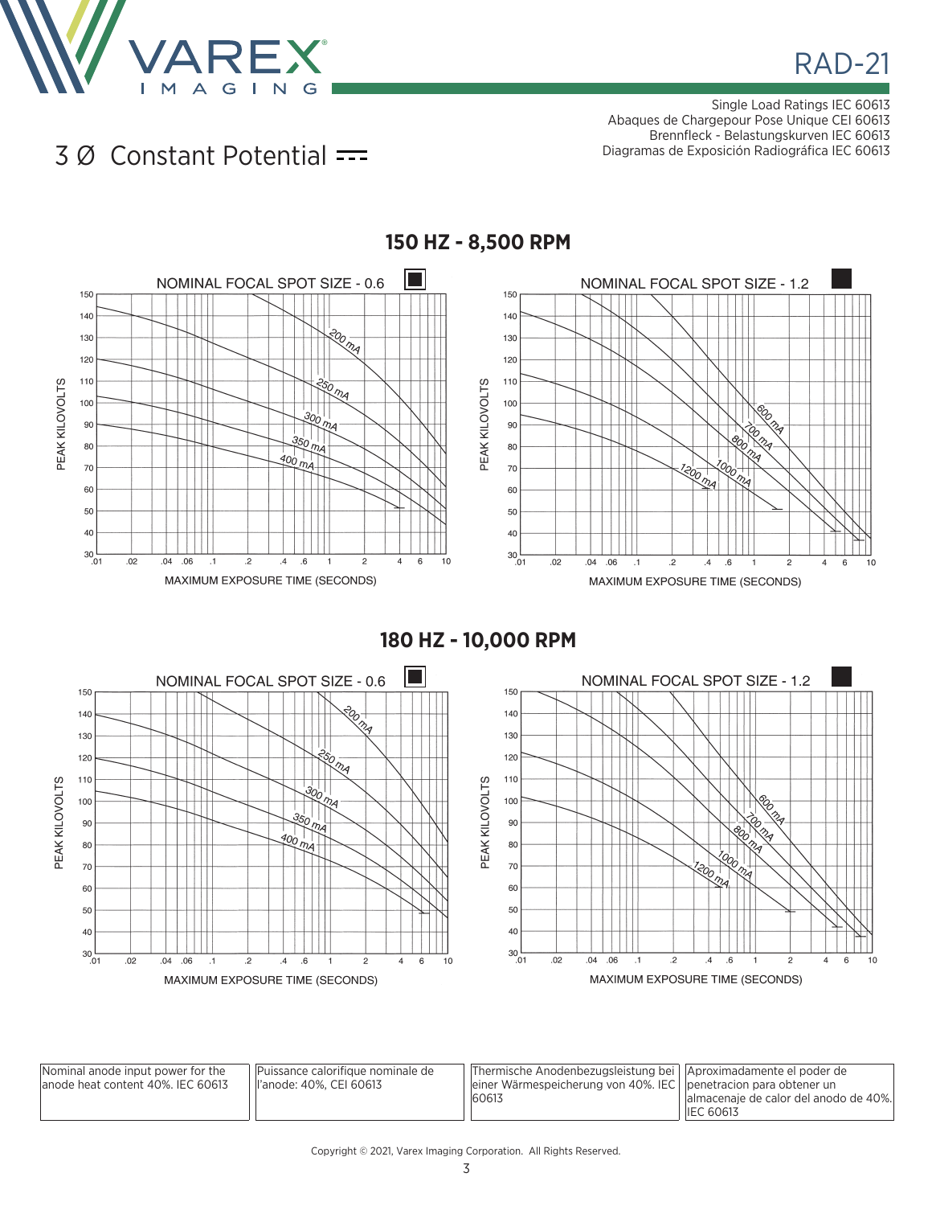RAD-21

Single Load Ratings IEC 60613
Abaques de Chargepour Pose Unique CEI 60613
Brennfleck - Belastungskurven IEC 60613
Diagramas de Exposición Radiográfica IEC 60613

# 3 Ø Constant Potential

## 150 HZ - 8,500 RPM

NOMINAL FOCAL SPOT SIZE - 0.6

Curves: 200 mA, 250 mA, 300 mA, 350 mA, 400 mA

PEAK KILOVOLTS (30–150) vs. MAXIMUM EXPOSURE TIME (SECONDS) (.01–10)

NOMINAL FOCAL SPOT SIZE - 1.2

Curves: 600 mA, 700 mA, 800 mA, 1000 mA, 1200 mA

PEAK KILOVOLTS (30–150) vs. MAXIMUM EXPOSURE TIME (SECONDS) (.01–10)

## 180 HZ - 10,000 RPM

NOMINAL FOCAL SPOT SIZE - 0.6

Curves: 200 mA, 250 mA, 300 mA, 350 mA, 400 mA

PEAK KILOVOLTS (30–150) vs. MAXIMUM EXPOSURE TIME (SECONDS) (.01–10)

NOMINAL FOCAL SPOT SIZE - 1.2

Curves: 600 mA, 700 mA, 800 mA, 1000 mA, 1200 mA

PEAK KILOVOLTS (30–150) vs. MAXIMUM EXPOSURE TIME (SECONDS) (.01–10)

| Nominal anode input power for the anode heat content 40%. IEC 60613 | Puissance calorifique nominale de l'anode: 40%, CEI 60613 | Thermische Anodenbezugsleistung bei einer Wärmespeicherung von 40%. IEC 60613 | Aproximadamente el poder de penetracion para obtener un almacenaje de calor del anodo de 40%. IEC 60613 |
|---|---|---|---|

Copyright © 2021, Varex Imaging Corporation. All Rights Reserved.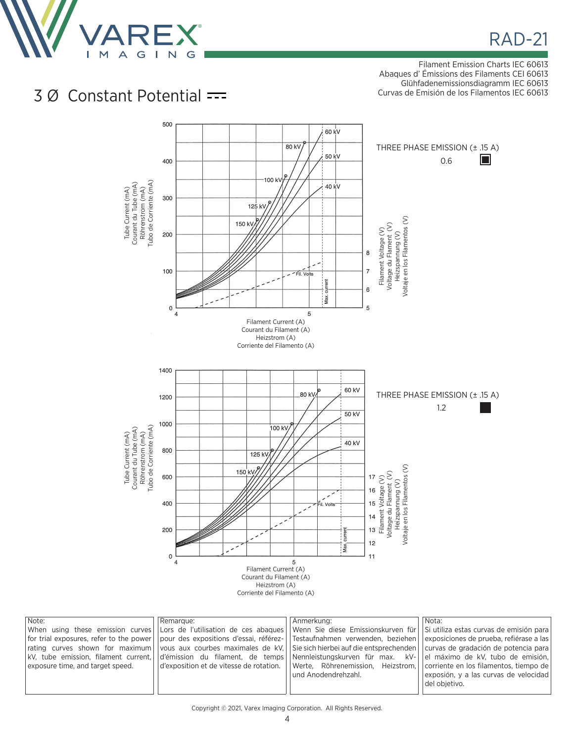# 3 Ø Constant Potential

Filament Emission Charts IEC 60613
Abaques d' Émissions des Filaments CEI 60613
Glühfadenemissionsdiagramm IEC 60613
Curvas de Emisión de los Filamentos IEC 60613

THREE PHASE EMISSION (± .15 A)

0.6

Tube Current (mA) / Courant du Tube (mA) / Röhrenstrom (mA) / Tubo de Corriente (mA)

Filament Current (A) / Courant du Filament (A) / Heizstrom (A) / Corriente del Filamento (A)

Filament Voltage (V) / Voltage du Flament (V) / Heizspannung (V) / Voltaje en los Filamentos (V)

THREE PHASE EMISSION (± .15 A)

1.2

Tube Current (mA) / Courant du Tube (mA) / Röhrenstrom (mA) / Tubo de Corriente (mA)

Filament Current (A) / Courant du Filament (A) / Heizstrom (A) / Corriente del Filamento (A)

Filament Voltage (V) / Voltage du Flament (V) / Heizspannung (V) / Voltaje en los Filamentos (V)

| Note: | Remarque: | Anmerkung: | Nota: |
|---|---|---|---|
| When using these emission curves for trial exposures, refer to the power rating curves shown for maximum kV, tube emission, filament current, exposure time, and target speed. | Lors de l'utilisation de ces abaques pour des expositions d'essai, référez-vous aux courbes maximales de kV, d'émission du filament, de temps d'exposition et de vitesse de rotation. | Wenn Sie diese Emissionskurven für Testaufnahmen verwenden, beziehen Sie sich hierbei auf die entsprechenden Nennleistungskurven für max. kV-Werte, Röhrenemission, Heizstrom, und Anodendrehzahl. | Si utiliza estas curvas de emisión para exposiciones de prueba, refiérase a las curvas de gradación de potencia para el máximo de kV, tubo de emisión, corriente en los filamentos, tiempo de exposición, y a las curvas de velocidad del objetivo. |

Copyright © 2021, Varex Imaging Corporation. All Rights Reserved.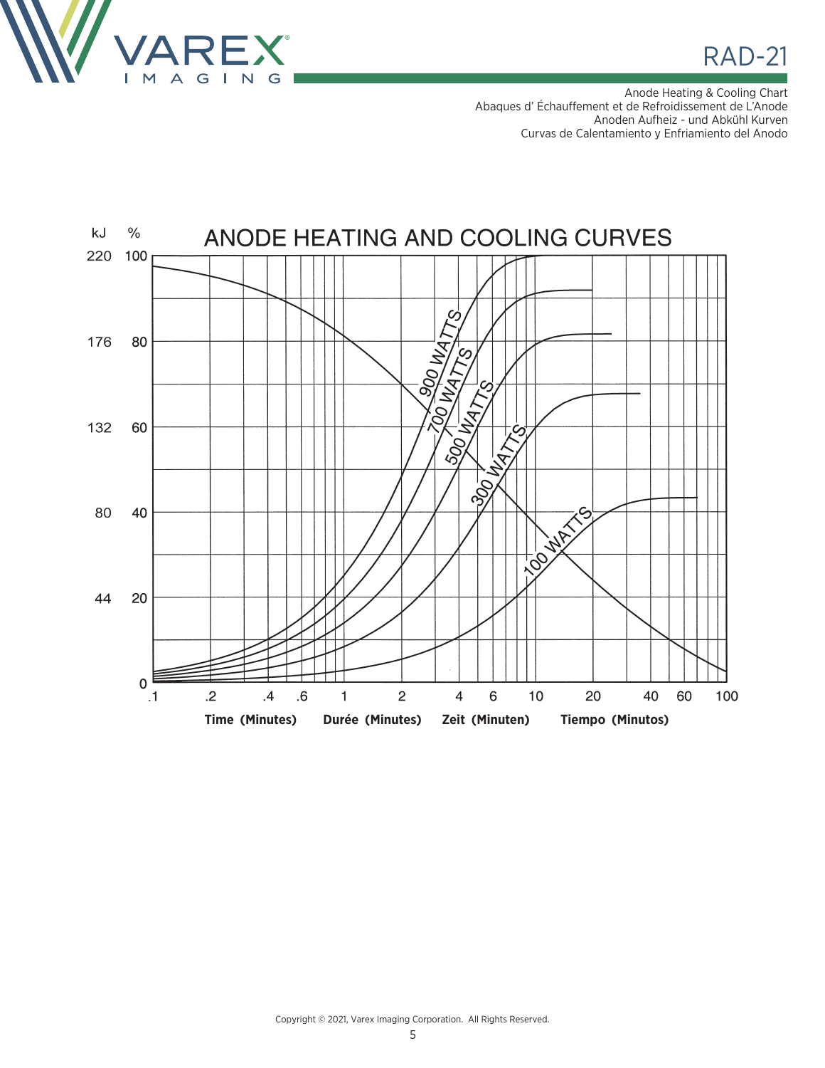Anode Heating & Cooling Chart
Abaques d' Échauffement et de Refroidissement de L'Anode
Anoden Aufheiz - und Abkühl Kurven
Curvas de Calentamiento y Enfriamiento del Anodo

ANODE HEATING AND COOLING CURVES

| kJ | % |
|---|---|
| 220 | 100 |
| 176 | 80 |
| 132 | 60 |
| 80 | 40 |
| 44 | 20 |
| | 0 |

Curves: 900 WATTS, 700 WATTS, 500 WATTS, 300 WATTS, 100 WATTS

.1 .2 .4 .6 1 2 4 6 10 20 40 60 100

**Time (Minutes) Durée (Minutes) Zeit (Minuten) Tiempo (Minutos)**

Copyright © 2021, Varex Imaging Corporation. All Rights Reserved.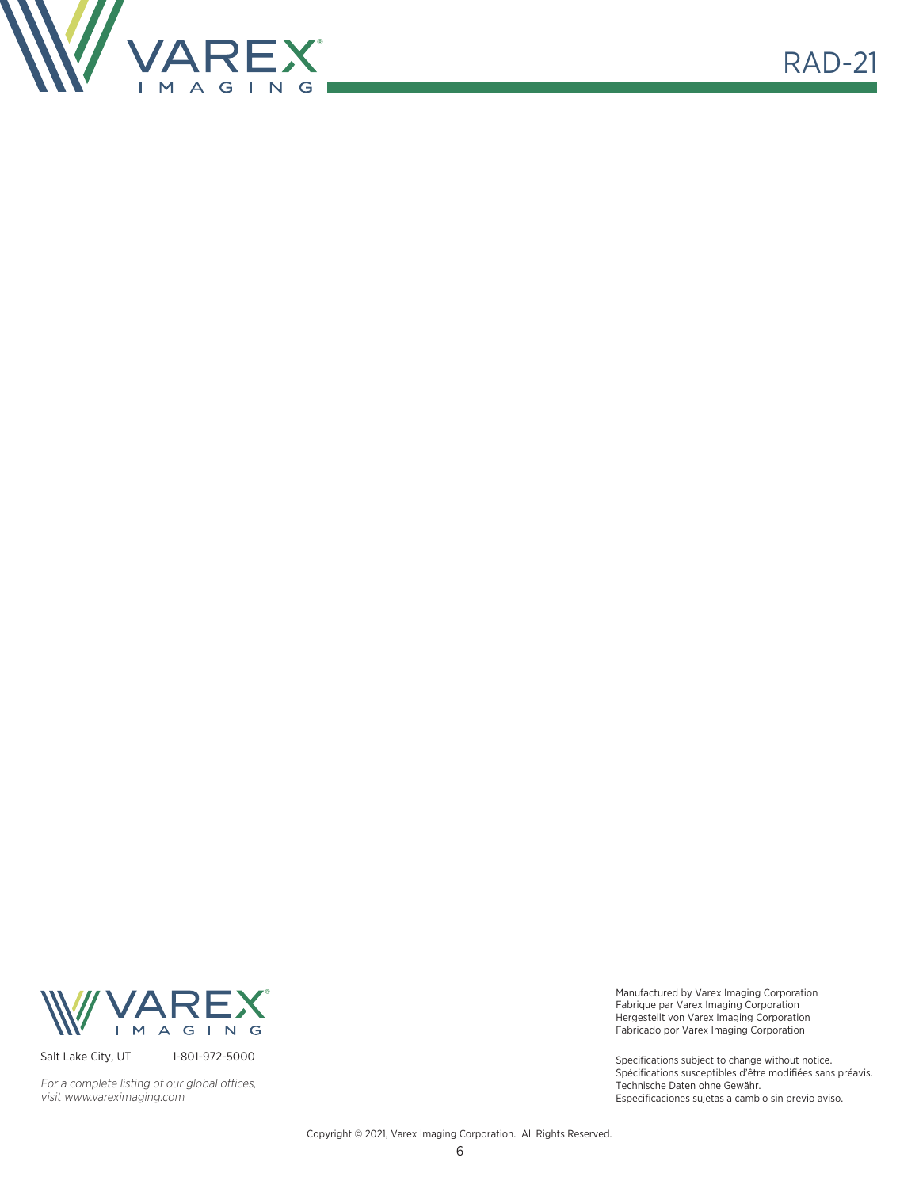Salt Lake City, UT 1-801-972-5000

*For a complete listing of our global offices, visit www.vareximaging.com*

Manufactured by Varex Imaging Corporation
Fabrique par Varex Imaging Corporation
Hergestellt von Varex Imaging Corporation
Fabricado por Varex Imaging Corporation

Specifications subject to change without notice.
Spécifications susceptibles d'être modifiées sans préavis.
Technische Daten ohne Gewähr.
Especificaciones sujetas a cambio sin previo aviso.

Copyright © 2021, Varex Imaging Corporation. All Rights Reserved.